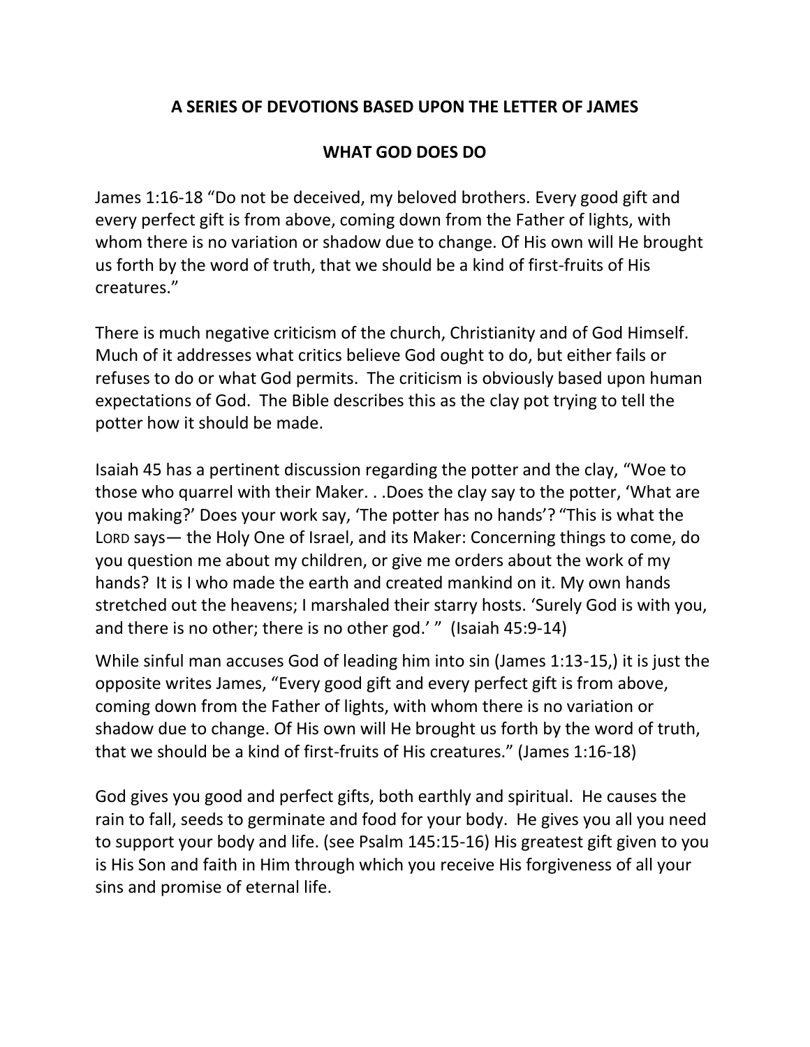## A SERIES OF DEVOTIONS BASED UPON THE LETTER OF JAMES

## WHAT GOD DOES DO

James 1:16-18 “Do not be deceived, my beloved brothers. Every good gift and every perfect gift is from above, coming down from the Father of lights, with whom there is no variation or shadow due to change. Of His own will He brought us forth by the word of truth, that we should be a kind of first-fruits of His creatures.”

There is much negative criticism of the church, Christianity and of God Himself. Much of it addresses what critics believe God ought to do, but either fails or refuses to do or what God permits. The criticism is obviously based upon human expectations of God. The Bible describes this as the clay pot trying to tell the potter how it should be made.

Isaiah 45 has a pertinent discussion regarding the potter and the clay, “Woe to those who quarrel with their Maker. . .Does the clay say to the potter, ‘What are you making?’ Does your work say, ‘The potter has no hands’? “This is what the LORD says— the Holy One of Israel, and its Maker: Concerning things to come, do you question me about my children, or give me orders about the work of my hands? It is I who made the earth and created mankind on it. My own hands stretched out the heavens; I marshaled their starry hosts. ‘Surely God is with you, and there is no other; there is no other god.’ ” (Isaiah 45:9-14)

While sinful man accuses God of leading him into sin (James 1:13-15,) it is just the opposite writes James, “Every good gift and every perfect gift is from above, coming down from the Father of lights, with whom there is no variation or shadow due to change. Of His own will He brought us forth by the word of truth, that we should be a kind of first-fruits of His creatures.” (James 1:16-18)

God gives you good and perfect gifts, both earthly and spiritual. He causes the rain to fall, seeds to germinate and food for your body. He gives you all you need to support your body and life. (see Psalm 145:15-16) His greatest gift given to you is His Son and faith in Him through which you receive His forgiveness of all your sins and promise of eternal life.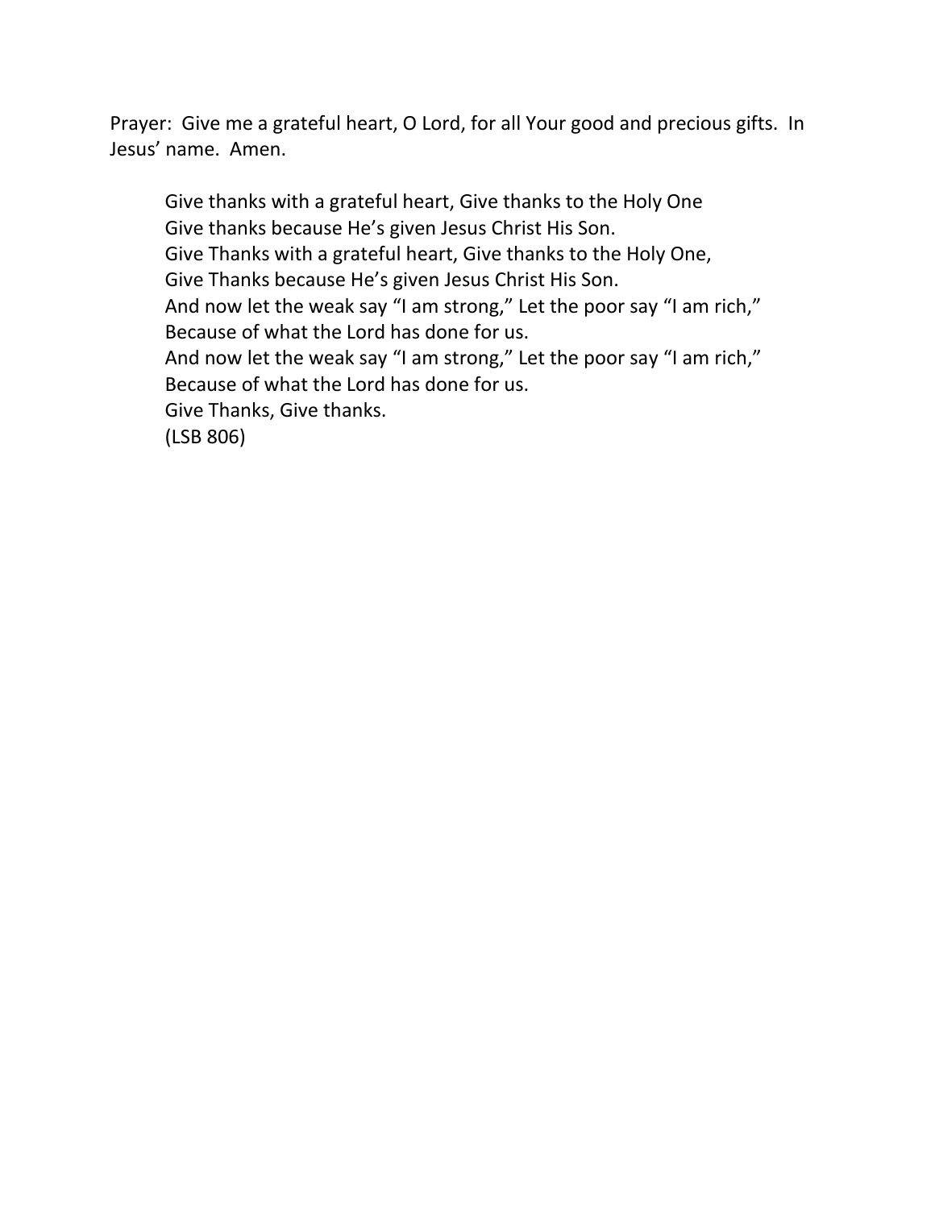Prayer: Give me a grateful heart, O Lord, for all Your good and precious gifts. In Jesus' name. Amen.

> Give thanks with a grateful heart, Give thanks to the Holy One
> Give thanks because He's given Jesus Christ His Son.
> Give Thanks with a grateful heart, Give thanks to the Holy One,
> Give Thanks because He's given Jesus Christ His Son.
> And now let the weak say "I am strong," Let the poor say "I am rich,"
> Because of what the Lord has done for us.
> And now let the weak say "I am strong," Let the poor say "I am rich,"
> Because of what the Lord has done for us.
> Give Thanks, Give thanks.
> (LSB 806)